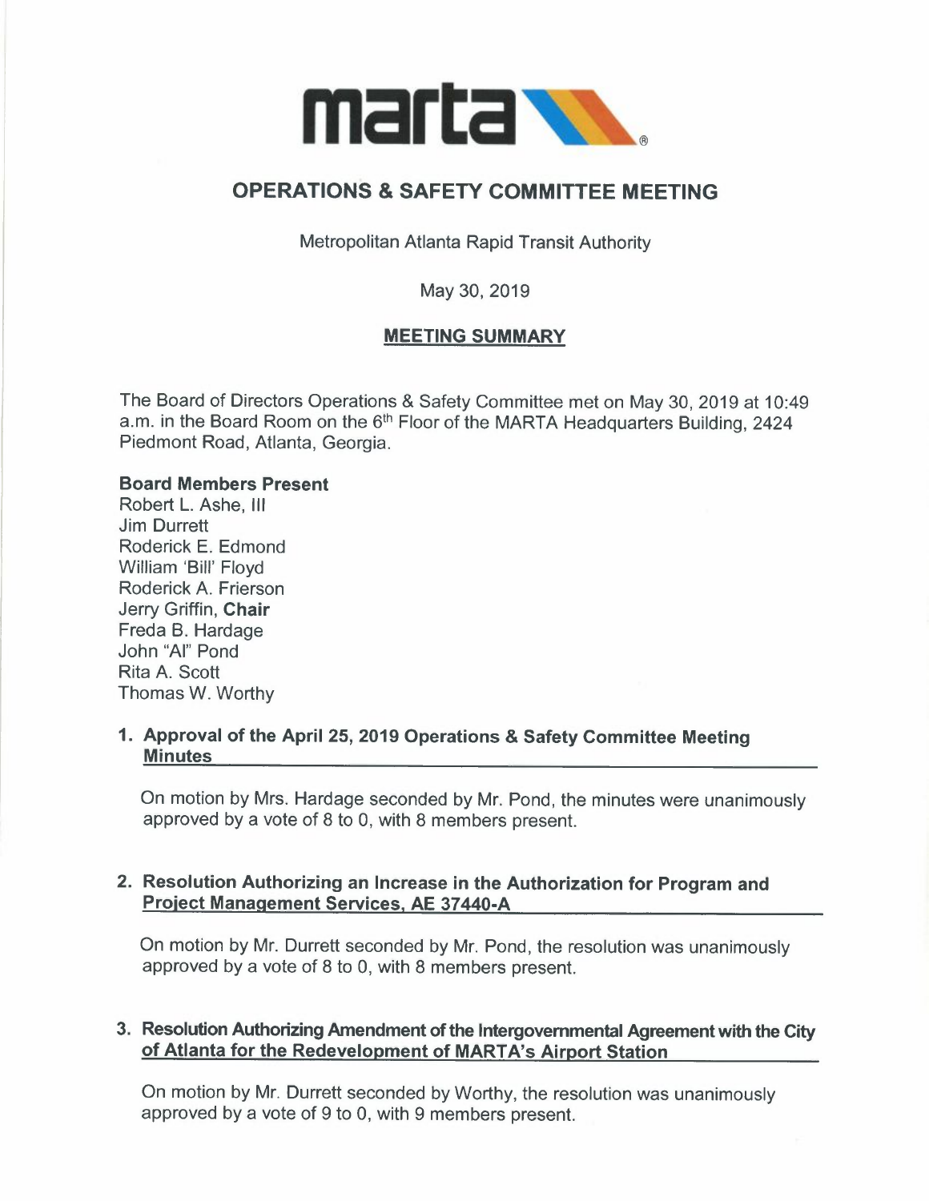marta

# OPERATIONS & SAFETY COMMITTEE MEETING

Metropolitan Atlanta Rapid Transit Authority

May 30, 2019

## MEETING SUMMARY

The Board of Directors Operations & Safety Committee met on May 30, 2019 at 10:49 a.m. in the Board Room on the 6th Floor of the MARTA Headquarters Building, 2424 Piedmont Road, Atlanta, Georgia.

**Board Members Present**
Robert L. Ashe, III
Jim Durrett
Roderick E. Edmond
William 'Bill' Floyd
Roderick A. Frierson
Jerry Griffin, **Chair**
Freda B. Hardage
John "Al" Pond
Rita A. Scott
Thomas W. Worthy

### 1. Approval of the April 25, 2019 Operations & Safety Committee Meeting Minutes

On motion by Mrs. Hardage seconded by Mr. Pond, the minutes were unanimously approved by a vote of 8 to 0, with 8 members present.

### 2. Resolution Authorizing an Increase in the Authorization for Program and Project Management Services, AE 37440-A

On motion by Mr. Durrett seconded by Mr. Pond, the resolution was unanimously approved by a vote of 8 to 0, with 8 members present.

### 3. Resolution Authorizing Amendment of the Intergovernmental Agreement with the City of Atlanta for the Redevelopment of MARTA's Airport Station

On motion by Mr. Durrett seconded by Worthy, the resolution was unanimously approved by a vote of 9 to 0, with 9 members present.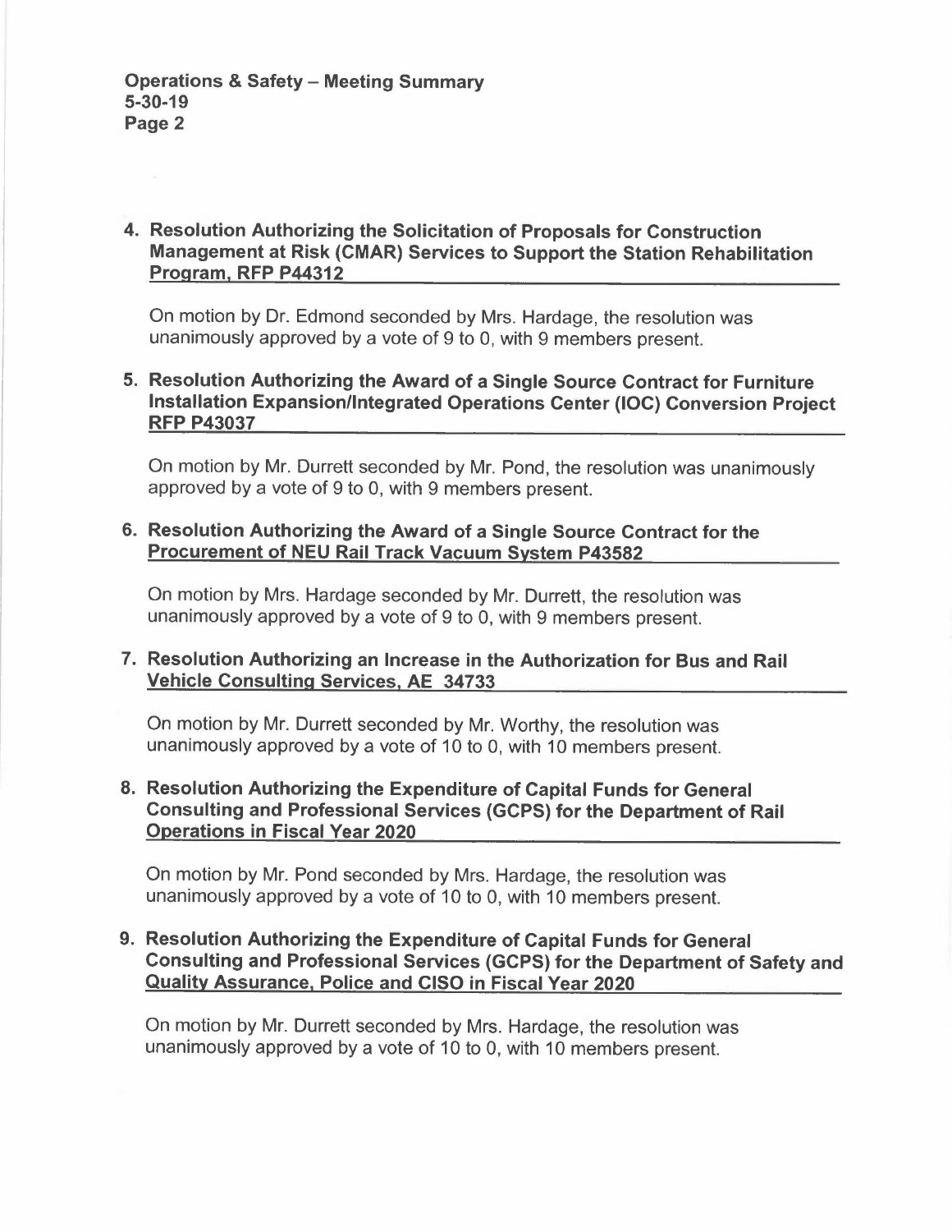4. **Resolution Authorizing the Solicitation of Proposals for Construction Management at Risk (CMAR) Services to Support the Station Rehabilitation Program, RFP P44312**

   On motion by Dr. Edmond seconded by Mrs. Hardage, the resolution was unanimously approved by a vote of 9 to 0, with 9 members present.

5. **Resolution Authorizing the Award of a Single Source Contract for Furniture Installation Expansion/Integrated Operations Center (IOC) Conversion Project RFP P43037**

   On motion by Mr. Durrett seconded by Mr. Pond, the resolution was unanimously approved by a vote of 9 to 0, with 9 members present.

6. **Resolution Authorizing the Award of a Single Source Contract for the Procurement of NEU Rail Track Vacuum System P43582**

   On motion by Mrs. Hardage seconded by Mr. Durrett, the resolution was unanimously approved by a vote of 9 to 0, with 9 members present.

7. **Resolution Authorizing an Increase in the Authorization for Bus and Rail Vehicle Consulting Services, AE 34733**

   On motion by Mr. Durrett seconded by Mr. Worthy, the resolution was unanimously approved by a vote of 10 to 0, with 10 members present.

8. **Resolution Authorizing the Expenditure of Capital Funds for General Consulting and Professional Services (GCPS) for the Department of Rail Operations in Fiscal Year 2020**

   On motion by Mr. Pond seconded by Mrs. Hardage, the resolution was unanimously approved by a vote of 10 to 0, with 10 members present.

9. **Resolution Authorizing the Expenditure of Capital Funds for General Consulting and Professional Services (GCPS) for the Department of Safety and Quality Assurance, Police and CISO in Fiscal Year 2020**

   On motion by Mr. Durrett seconded by Mrs. Hardage, the resolution was unanimously approved by a vote of 10 to 0, with 10 members present.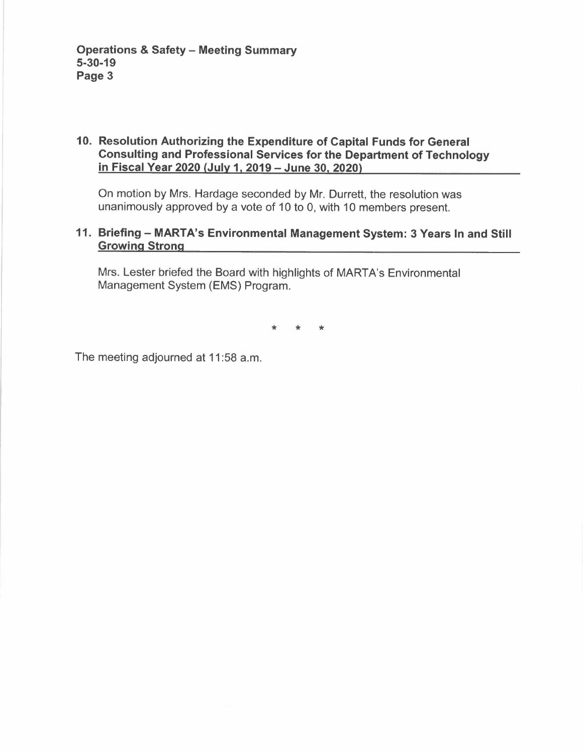## 10. Resolution Authorizing the Expenditure of Capital Funds for General Consulting and Professional Services for the Department of Technology in Fiscal Year 2020 (July 1, 2019 – June 30, 2020)

On motion by Mrs. Hardage seconded by Mr. Durrett, the resolution was unanimously approved by a vote of 10 to 0, with 10 members present.

## 11. Briefing – MARTA's Environmental Management System: 3 Years In and Still Growing Strong

Mrs. Lester briefed the Board with highlights of MARTA's Environmental Management System (EMS) Program.

\* \* \*

The meeting adjourned at 11:58 a.m.